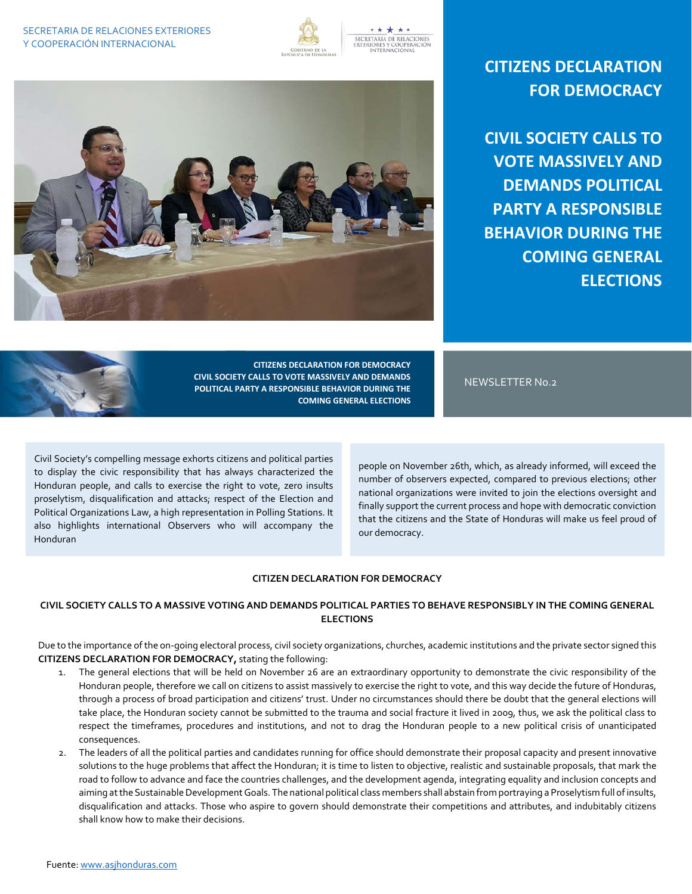SECRETARIA DE RELACIONES EXTERIORES
Y COOPERACIÓN INTERNACIONAL

# CITIZENS DECLARATION FOR DEMOCRACY

## CIVIL SOCIETY CALLS TO VOTE MASSIVELY AND DEMANDS POLITICAL PARTY A RESPONSIBLE BEHAVIOR DURING THE COMING GENERAL ELECTIONS

**CITIZENS DECLARATION FOR DEMOCRACY**
**CIVIL SOCIETY CALLS TO VOTE MASSIVELY AND DEMANDS POLITICAL PARTY A RESPONSIBLE BEHAVIOR DURING THE COMING GENERAL ELECTIONS**

NEWSLETTER No.2

Civil Society's compelling message exhorts citizens and political parties to display the civic responsibility that has always characterized the Honduran people, and calls to exercise the right to vote, zero insults proselytism, disqualification and attacks; respect of the Election and Political Organizations Law, a high representation in Polling Stations. It also highlights international Observers who will accompany the Honduran people on November 26th, which, as already informed, will exceed the number of observers expected, compared to previous elections; other national organizations were invited to join the elections oversight and finally support the current process and hope with democratic conviction that the citizens and the State of Honduras will make us feel proud of our democracy.

### CITIZEN DECLARATION FOR DEMOCRACY

### CIVIL SOCIETY CALLS TO A MASSIVE VOTING AND DEMANDS POLITICAL PARTIES TO BEHAVE RESPONSIBLY IN THE COMING GENERAL ELECTIONS

Due to the importance of the on-going electoral process, civil society organizations, churches, academic institutions and the private sector signed this **CITIZENS DECLARATION FOR DEMOCRACY,** stating the following:

1. The general elections that will be held on November 26 are an extraordinary opportunity to demonstrate the civic responsibility of the Honduran people, therefore we call on citizens to assist massively to exercise the right to vote, and this way decide the future of Honduras, through a process of broad participation and citizens' trust. Under no circumstances should there be doubt that the general elections will take place, the Honduran society cannot be submitted to the trauma and social fracture it lived in 2009, thus, we ask the political class to respect the timeframes, procedures and institutions, and not to drag the Honduran people to a new political crisis of unanticipated consequences.
2. The leaders of all the political parties and candidates running for office should demonstrate their proposal capacity and present innovative solutions to the huge problems that affect the Honduran; it is time to listen to objective, realistic and sustainable proposals, that mark the road to follow to advance and face the countries challenges, and the development agenda, integrating equality and inclusion concepts and aiming at the Sustainable Development Goals. The national political class members shall abstain from portraying a Proselytism full of insults, disqualification and attacks. Those who aspire to govern should demonstrate their competitions and attributes, and indubitably citizens shall know how to make their decisions.

Fuente: www.asjhonduras.com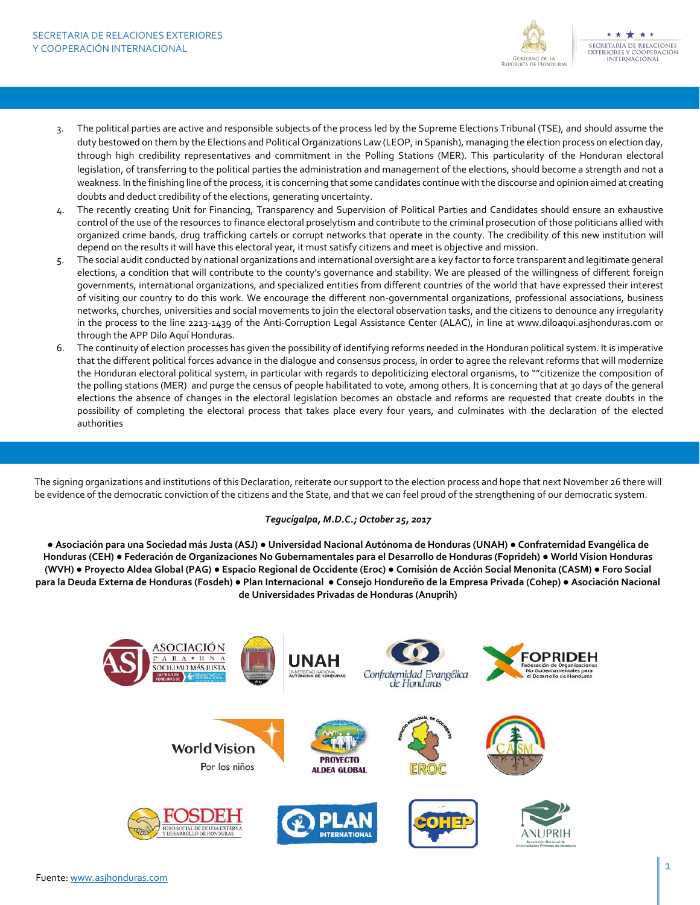3. The political parties are active and responsible subjects of the process led by the Supreme Elections Tribunal (TSE), and should assume the duty bestowed on them by the Elections and Political Organizations Law (LEOP, in Spanish), managing the election process on election day, through high credibility representatives and commitment in the Polling Stations (MER). This particularity of the Honduran electoral legislation, of transferring to the political parties the administration and management of the elections, should become a strength and not a weakness. In the finishing line of the process, it is concerning that some candidates continue with the discourse and opinion aimed at creating doubts and deduct credibility of the elections, generating uncertainty.
4. The recently creating Unit for Financing, Transparency and Supervision of Political Parties and Candidates should ensure an exhaustive control of the use of the resources to finance electoral proselytism and contribute to the criminal prosecution of those politicians allied with organized crime bands, drug trafficking cartels or corrupt networks that operate in the county. The credibility of this new institution will depend on the results it will have this electoral year, it must satisfy citizens and meet is objective and mission.
5. The social audit conducted by national organizations and international oversight are a key factor to force transparent and legitimate general elections, a condition that will contribute to the county's governance and stability. We are pleased of the willingness of different foreign governments, international organizations, and specialized entities from different countries of the world that have expressed their interest of visiting our country to do this work. We encourage the different non-governmental organizations, professional associations, business networks, churches, universities and social movements to join the electoral observation tasks, and the citizens to denounce any irregularity in the process to the line 2213-1439 of the Anti-Corruption Legal Assistance Center (ALAC), in line at www.diloaqui.asjhonduras.com or through the APP Dilo Aquí Honduras.
6. The continuity of election processes has given the possibility of identifying reforms needed in the Honduran political system. It is imperative that the different political forces advance in the dialogue and consensus process, in order to agree the relevant reforms that will modernize the Honduran electoral political system, in particular with regards to depoliticizing electoral organisms, to ""citizenize the composition of the polling stations (MER) and purge the census of people habilitated to vote, among others. It is concerning that at 30 days of the general elections the absence of changes in the electoral legislation becomes an obstacle and reforms are requested that create doubts in the possibility of completing the electoral process that takes place every four years, and culminates with the declaration of the elected authorities

The signing organizations and institutions of this Declaration, reiterate our support to the election process and hope that next November 26 there will be evidence of the democratic conviction of the citizens and the State, and that we can feel proud of the strengthening of our democratic system.

***Tegucigalpa, M.D.C.; October 25, 2017***

**● Asociación para una Sociedad más Justa (ASJ) ● Universidad Nacional Autónoma de Honduras (UNAH) ● Confraternidad Evangélica de Honduras (CEH) ● Federación de Organizaciones No Gubernamentales para el Desarrollo de Honduras (Fopride h) ● World Vision Honduras (WVH) ● Proyecto Aldea Global (PAG) ● Espacio Regional de Occidente (Eroc) ● Comisión de Acción Social Menonita (CASM) ● Foro Social para la Deuda Externa de Honduras (Fosdeh) ● Plan Internacional ● Consejo Hondureño de la Empresa Privada (Cohep) ● Asociación Nacional de Universidades Privadas de Honduras (Anuprih)**

Fuente: www.asjhonduras.com